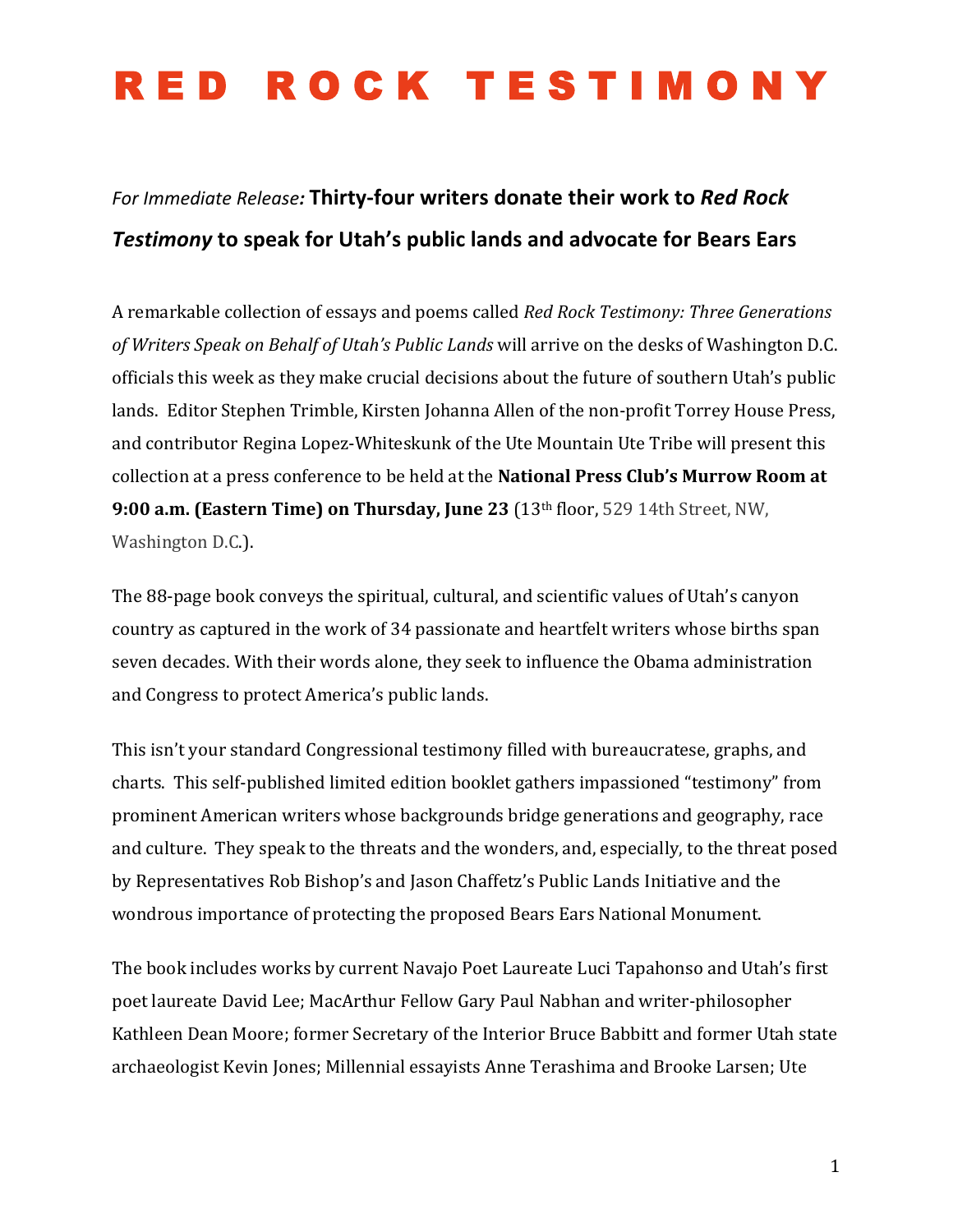# R E D  R O C K  T E S T I M O N Y

*For Immediate Release:* **Thirty-four writers donate their work to *Red Rock Testimony* to speak for Utah's public lands and advocate for Bears Ears**

A remarkable collection of essays and poems called *Red Rock Testimony: Three Generations of Writers Speak on Behalf of Utah's Public Lands* will arrive on the desks of Washington D.C. officials this week as they make crucial decisions about the future of southern Utah's public lands. Editor Stephen Trimble, Kirsten Johanna Allen of the non-profit Torrey House Press, and contributor Regina Lopez-Whiteskunk of the Ute Mountain Ute Tribe will present this collection at a press conference to be held at the **National Press Club's Murrow Room at 9:00 a.m. (Eastern Time) on Thursday, June 23** (13th floor, 529 14th Street, NW, Washington D.C.).

The 88-page book conveys the spiritual, cultural, and scientific values of Utah's canyon country as captured in the work of 34 passionate and heartfelt writers whose births span seven decades. With their words alone, they seek to influence the Obama administration and Congress to protect America's public lands.

This isn't your standard Congressional testimony filled with bureaucratese, graphs, and charts. This self-published limited edition booklet gathers impassioned "testimony" from prominent American writers whose backgrounds bridge generations and geography, race and culture. They speak to the threats and the wonders, and, especially, to the threat posed by Representatives Rob Bishop's and Jason Chaffetz's Public Lands Initiative and the wondrous importance of protecting the proposed Bears Ears National Monument.

The book includes works by current Navajo Poet Laureate Luci Tapahonso and Utah's first poet laureate David Lee; MacArthur Fellow Gary Paul Nabhan and writer-philosopher Kathleen Dean Moore; former Secretary of the Interior Bruce Babbitt and former Utah state archaeologist Kevin Jones; Millennial essayists Anne Terashima and Brooke Larsen; Ute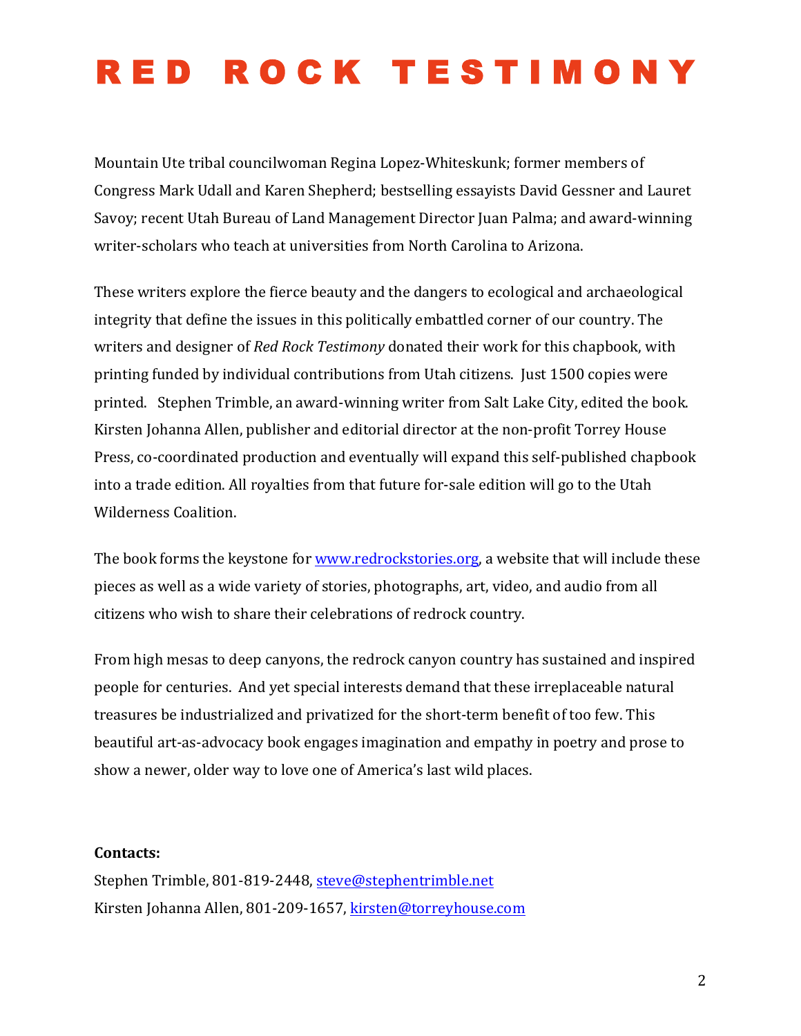# RED ROCK TESTIMONY

Mountain Ute tribal councilwoman Regina Lopez-Whiteskunk; former members of Congress Mark Udall and Karen Shepherd; bestselling essayists David Gessner and Lauret Savoy; recent Utah Bureau of Land Management Director Juan Palma; and award-winning writer-scholars who teach at universities from North Carolina to Arizona.

These writers explore the fierce beauty and the dangers to ecological and archaeological integrity that define the issues in this politically embattled corner of our country. The writers and designer of *Red Rock Testimony* donated their work for this chapbook, with printing funded by individual contributions from Utah citizens. Just 1500 copies were printed. Stephen Trimble, an award-winning writer from Salt Lake City, edited the book. Kirsten Johanna Allen, publisher and editorial director at the non-profit Torrey House Press, co-coordinated production and eventually will expand this self-published chapbook into a trade edition. All royalties from that future for-sale edition will go to the Utah Wilderness Coalition.

The book forms the keystone for [www.redrockstories.org](http://www.redrockstories.org), a website that will include these pieces as well as a wide variety of stories, photographs, art, video, and audio from all citizens who wish to share their celebrations of redrock country.

From high mesas to deep canyons, the redrock canyon country has sustained and inspired people for centuries. And yet special interests demand that these irreplaceable natural treasures be industrialized and privatized for the short-term benefit of too few. This beautiful art-as-advocacy book engages imagination and empathy in poetry and prose to show a newer, older way to love one of America's last wild places.

**Contacts:**
Stephen Trimble, 801-819-2448, [steve@stephentrimble.net](mailto:steve@stephentrimble.net)
Kirsten Johanna Allen, 801-209-1657, [kirsten@torreyhouse.com](mailto:kirsten@torreyhouse.com)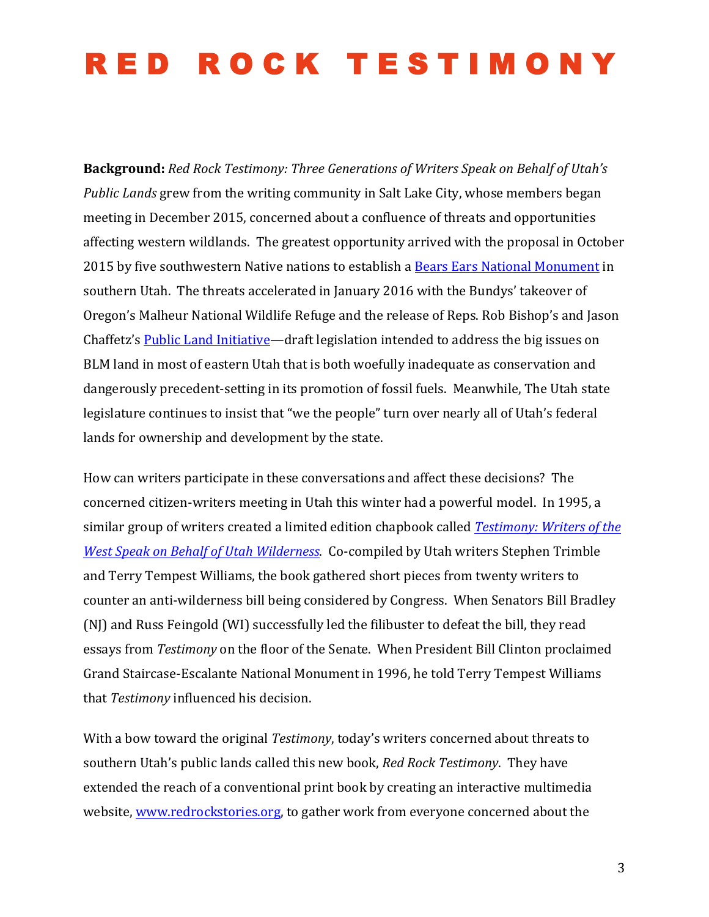# R E D  R O C K  T E S T I M O N Y

**Background:** *Red Rock Testimony: Three Generations of Writers Speak on Behalf of Utah's Public Lands* grew from the writing community in Salt Lake City, whose members began meeting in December 2015, concerned about a confluence of threats and opportunities affecting western wildlands. The greatest opportunity arrived with the proposal in October 2015 by five southwestern Native nations to establish a Bears Ears National Monument in southern Utah. The threats accelerated in January 2016 with the Bundys' takeover of Oregon's Malheur National Wildlife Refuge and the release of Reps. Rob Bishop's and Jason Chaffetz's Public Land Initiative—draft legislation intended to address the big issues on BLM land in most of eastern Utah that is both woefully inadequate as conservation and dangerously precedent-setting in its promotion of fossil fuels. Meanwhile, The Utah state legislature continues to insist that "we the people" turn over nearly all of Utah's federal lands for ownership and development by the state.

How can writers participate in these conversations and affect these decisions? The concerned citizen-writers meeting in Utah this winter had a powerful model. In 1995, a similar group of writers created a limited edition chapbook called *Testimony: Writers of the West Speak on Behalf of Utah Wilderness*. Co-compiled by Utah writers Stephen Trimble and Terry Tempest Williams, the book gathered short pieces from twenty writers to counter an anti-wilderness bill being considered by Congress. When Senators Bill Bradley (NJ) and Russ Feingold (WI) successfully led the filibuster to defeat the bill, they read essays from *Testimony* on the floor of the Senate. When President Bill Clinton proclaimed Grand Staircase-Escalante National Monument in 1996, he told Terry Tempest Williams that *Testimony* influenced his decision.

With a bow toward the original *Testimony*, today's writers concerned about threats to southern Utah's public lands called this new book, *Red Rock Testimony*. They have extended the reach of a conventional print book by creating an interactive multimedia website, www.redrockstories.org, to gather work from everyone concerned about the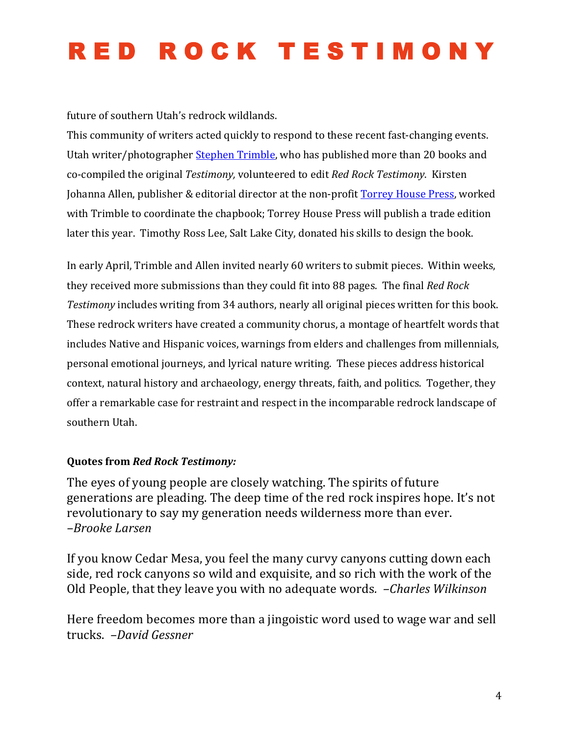future of southern Utah's redrock wildlands.

This community of writers acted quickly to respond to these recent fast-changing events. Utah writer/photographer [Stephen Trimble](), who has published more than 20 books and co-compiled the original *Testimony,* volunteered to edit *Red Rock Testimony*. Kirsten Johanna Allen, publisher & editorial director at the non-profit [Torrey House Press](), worked with Trimble to coordinate the chapbook; Torrey House Press will publish a trade edition later this year. Timothy Ross Lee, Salt Lake City, donated his skills to design the book.

In early April, Trimble and Allen invited nearly 60 writers to submit pieces. Within weeks, they received more submissions than they could fit into 88 pages. The final *Red Rock Testimony* includes writing from 34 authors, nearly all original pieces written for this book. These redrock writers have created a community chorus, a montage of heartfelt words that includes Native and Hispanic voices, warnings from elders and challenges from millennials, personal emotional journeys, and lyrical nature writing. These pieces address historical context, natural history and archaeology, energy threats, faith, and politics. Together, they offer a remarkable case for restraint and respect in the incomparable redrock landscape of southern Utah.

**Quotes from *Red Rock Testimony:***

The eyes of young people are closely watching. The spirits of future generations are pleading. The deep time of the red rock inspires hope. It's not revolutionary to say my generation needs wilderness more than ever. –*Brooke Larsen*

If you know Cedar Mesa, you feel the many curvy canyons cutting down each side, red rock canyons so wild and exquisite, and so rich with the work of the Old People, that they leave you with no adequate words. –*Charles Wilkinson*

Here freedom becomes more than a jingoistic word used to wage war and sell trucks. –*David Gessner*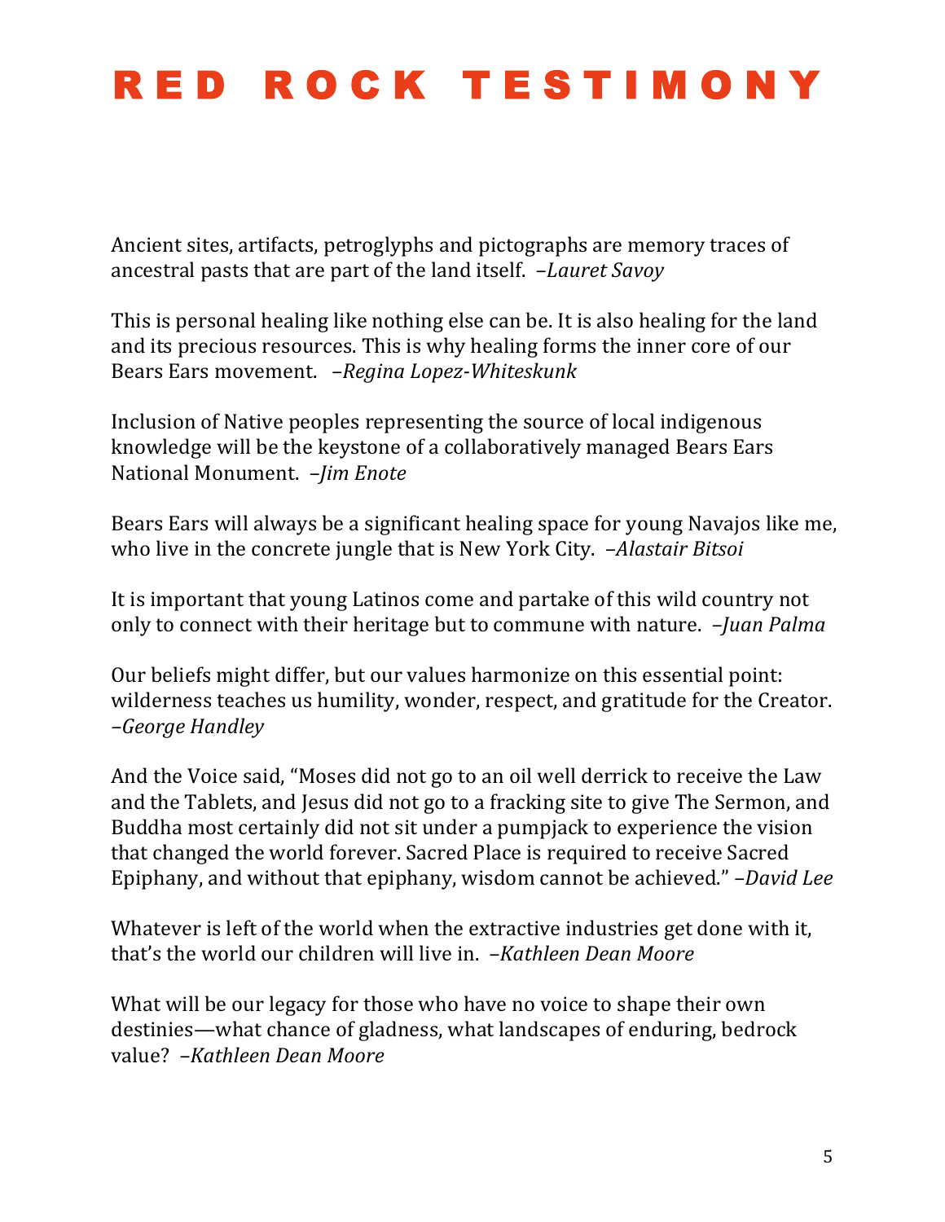# RED ROCK TESTIMONY

Ancient sites, artifacts, petroglyphs and pictographs are memory traces of ancestral pasts that are part of the land itself. –*Lauret Savoy*

This is personal healing like nothing else can be. It is also healing for the land and its precious resources. This is why healing forms the inner core of our Bears Ears movement. –*Regina Lopez-Whiteskunk*

Inclusion of Native peoples representing the source of local indigenous knowledge will be the keystone of a collaboratively managed Bears Ears National Monument. –*Jim Enote*

Bears Ears will always be a significant healing space for young Navajos like me, who live in the concrete jungle that is New York City. –*Alastair Bitsoi*

It is important that young Latinos come and partake of this wild country not only to connect with their heritage but to commune with nature. –*Juan Palma*

Our beliefs might differ, but our values harmonize on this essential point: wilderness teaches us humility, wonder, respect, and gratitude for the Creator. –*George Handley*

And the Voice said, "Moses did not go to an oil well derrick to receive the Law and the Tablets, and Jesus did not go to a fracking site to give The Sermon, and Buddha most certainly did not sit under a pumpjack to experience the vision that changed the world forever. Sacred Place is required to receive Sacred Epiphany, and without that epiphany, wisdom cannot be achieved." –*David Lee*

Whatever is left of the world when the extractive industries get done with it, that's the world our children will live in. –*Kathleen Dean Moore*

What will be our legacy for those who have no voice to shape their own destinies—what chance of gladness, what landscapes of enduring, bedrock value? –*Kathleen Dean Moore*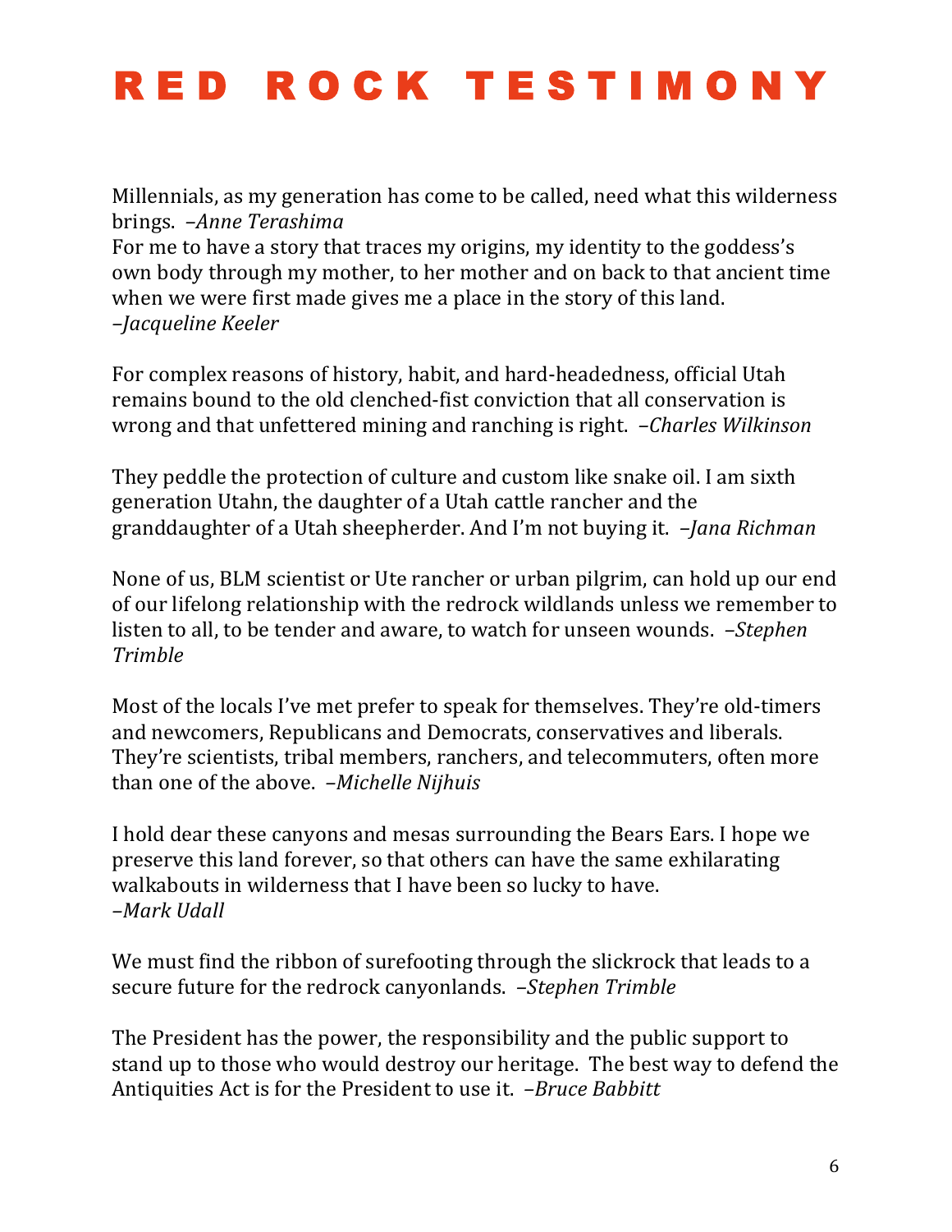# RED ROCK TESTIMONY

Millennials, as my generation has come to be called, need what this wilderness brings. –*Anne Terashima*
For me to have a story that traces my origins, my identity to the goddess's own body through my mother, to her mother and on back to that ancient time when we were first made gives me a place in the story of this land. –*Jacqueline Keeler*

For complex reasons of history, habit, and hard-headedness, official Utah remains bound to the old clenched-fist conviction that all conservation is wrong and that unfettered mining and ranching is right. –*Charles Wilkinson*

They peddle the protection of culture and custom like snake oil. I am sixth generation Utahn, the daughter of a Utah cattle rancher and the granddaughter of a Utah sheepherder. And I'm not buying it. –*Jana Richman*

None of us, BLM scientist or Ute rancher or urban pilgrim, can hold up our end of our lifelong relationship with the redrock wildlands unless we remember to listen to all, to be tender and aware, to watch for unseen wounds. –*Stephen Trimble*

Most of the locals I've met prefer to speak for themselves. They're old-timers and newcomers, Republicans and Democrats, conservatives and liberals. They're scientists, tribal members, ranchers, and telecommuters, often more than one of the above. –*Michelle Nijhuis*

I hold dear these canyons and mesas surrounding the Bears Ears. I hope we preserve this land forever, so that others can have the same exhilarating walkabouts in wilderness that I have been so lucky to have. –*Mark Udall*

We must find the ribbon of surefooting through the slickrock that leads to a secure future for the redrock canyonlands. –*Stephen Trimble*

The President has the power, the responsibility and the public support to stand up to those who would destroy our heritage. The best way to defend the Antiquities Act is for the President to use it. –*Bruce Babbitt*